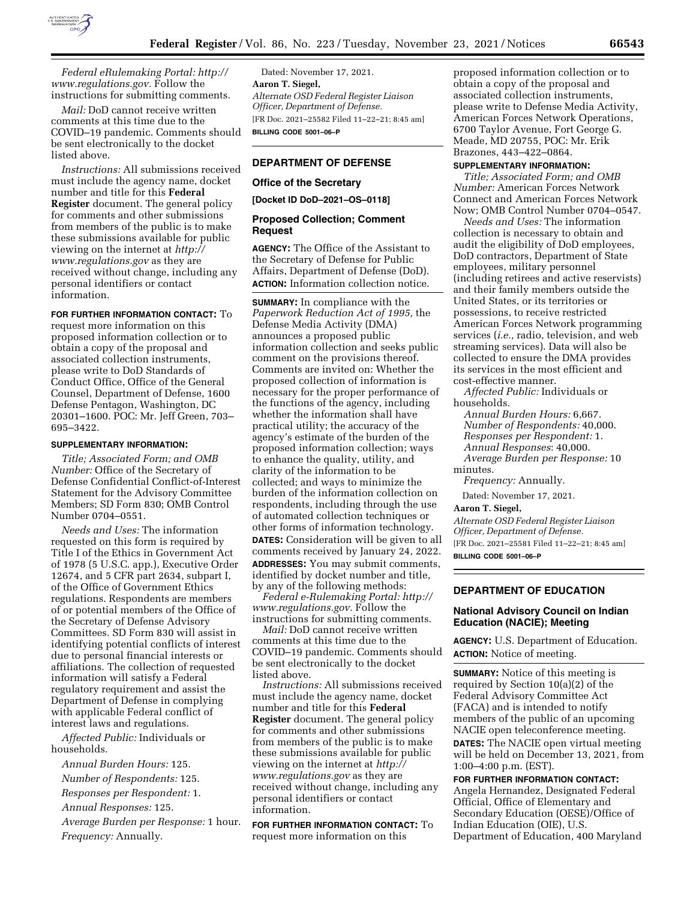*Federal eRulemaking Portal: http://www.regulations.gov.* Follow the instructions for submitting comments.

*Mail:* DoD cannot receive written comments at this time due to the COVID–19 pandemic. Comments should be sent electronically to the docket listed above.

*Instructions:* All submissions received must include the agency name, docket number and title for this **Federal Register** document. The general policy for comments and other submissions from members of the public is to make these submissions available for public viewing on the internet at *http://www.regulations.gov* as they are received without change, including any personal identifiers or contact information.

**FOR FURTHER INFORMATION CONTACT:** To request more information on this proposed information collection or to obtain a copy of the proposal and associated collection instruments, please write to DoD Standards of Conduct Office, Office of the General Counsel, Department of Defense, 1600 Defense Pentagon, Washington, DC 20301–1600. POC: Mr. Jeff Green, 703–695–3422.

**SUPPLEMENTARY INFORMATION:**

*Title; Associated Form; and OMB Number:* Office of the Secretary of Defense Confidential Conflict-of-Interest Statement for the Advisory Committee Members; SD Form 830; OMB Control Number 0704–0551.

*Needs and Uses:* The information requested on this form is required by Title I of the Ethics in Government Act of 1978 (5 U.S.C. app.), Executive Order 12674, and 5 CFR part 2634, subpart I, of the Office of Government Ethics regulations. Respondents are members of or potential members of the Office of the Secretary of Defense Advisory Committees. SD Form 830 will assist in identifying potential conflicts of interest due to personal financial interests or affiliations. The collection of requested information will satisfy a Federal regulatory requirement and assist the Department of Defense in complying with applicable Federal conflict of interest laws and regulations.

*Affected Public:* Individuals or households.

*Annual Burden Hours:* 125.

*Number of Respondents:* 125.

*Responses per Respondent:* 1.

*Annual Responses:* 125.

*Average Burden per Response:* 1 hour.

*Frequency:* Annually.

Dated: November 17, 2021.

**Aaron T. Siegel,**

*Alternate OSD Federal Register Liaison Officer, Department of Defense.*

[FR Doc. 2021–25582 Filed 11–22–21; 8:45 am]

**BILLING CODE 5001–06–P**

## DEPARTMENT OF DEFENSE

### Office of the Secretary

**[Docket ID DoD–2021–OS–0118]**

### Proposed Collection; Comment Request

**AGENCY:** The Office of the Assistant to the Secretary of Defense for Public Affairs, Department of Defense (DoD).

**ACTION:** Information collection notice.

**SUMMARY:** In compliance with the *Paperwork Reduction Act of 1995,* the Defense Media Activity (DMA) announces a proposed public information collection and seeks public comment on the provisions thereof. Comments are invited on: Whether the proposed collection of information is necessary for the proper performance of the functions of the agency, including whether the information shall have practical utility; the accuracy of the agency's estimate of the burden of the proposed information collection; ways to enhance the quality, utility, and clarity of the information to be collected; and ways to minimize the burden of the information collection on respondents, including through the use of automated collection techniques or other forms of information technology.

**DATES:** Consideration will be given to all comments received by January 24, 2022.

**ADDRESSES:** You may submit comments, identified by docket number and title, by any of the following methods:

*Federal e-Rulemaking Portal: http://www.regulations.gov.* Follow the instructions for submitting comments.

*Mail:* DoD cannot receive written comments at this time due to the COVID–19 pandemic. Comments should be sent electronically to the docket listed above.

*Instructions:* All submissions received must include the agency name, docket number and title for this **Federal Register** document. The general policy for comments and other submissions from members of the public is to make these submissions available for public viewing on the internet at *http://www.regulations.gov* as they are received without change, including any personal identifiers or contact information.

**FOR FURTHER INFORMATION CONTACT:** To request more information on this proposed information collection or to obtain a copy of the proposal and associated collection instruments, please write to Defense Media Activity, American Forces Network Operations, 6700 Taylor Avenue, Fort George G. Meade, MD 20755, POC: Mr. Erik Brazones, 443–422–0864.

**SUPPLEMENTARY INFORMATION:**

*Title; Associated Form; and OMB Number:* American Forces Network Connect and American Forces Network Now; OMB Control Number 0704–0547.

*Needs and Uses:* The information collection is necessary to obtain and audit the eligibility of DoD employees, DoD contractors, Department of State employees, military personnel (including retirees and active reservists) and their family members outside the United States, or its territories or possessions, to receive restricted American Forces Network programming services (*i.e.,* radio, television, and web streaming services). Data will also be collected to ensure the DMA provides its services in the most efficient and cost-effective manner.

*Affected Public:* Individuals or households.

*Annual Burden Hours:* 6,667.

*Number of Respondents:* 40,000.

*Responses per Respondent:* 1.

*Annual Responses*: 40,000.

*Average Burden per Response:* 10 minutes.

*Frequency:* Annually.

Dated: November 17, 2021.

**Aaron T. Siegel,**

*Alternate OSD Federal Register Liaison Officer, Department of Defense.*

[FR Doc. 2021–25581 Filed 11–22–21; 8:45 am]

**BILLING CODE 5001–06–P**

## DEPARTMENT OF EDUCATION

### National Advisory Council on Indian Education (NACIE); Meeting

**AGENCY:** U.S. Department of Education.

**ACTION:** Notice of meeting.

**SUMMARY:** Notice of this meeting is required by Section 10(a)(2) of the Federal Advisory Committee Act (FACA) and is intended to notify members of the public of an upcoming NACIE open teleconference meeting.

**DATES:** The NACIE open virtual meeting will be held on December 13, 2021, from 1:00–4:00 p.m. (EST).

**FOR FURTHER INFORMATION CONTACT:** Angela Hernandez, Designated Federal Official, Office of Elementary and Secondary Education (OESE)/Office of Indian Education (OIE), U.S. Department of Education, 400 Maryland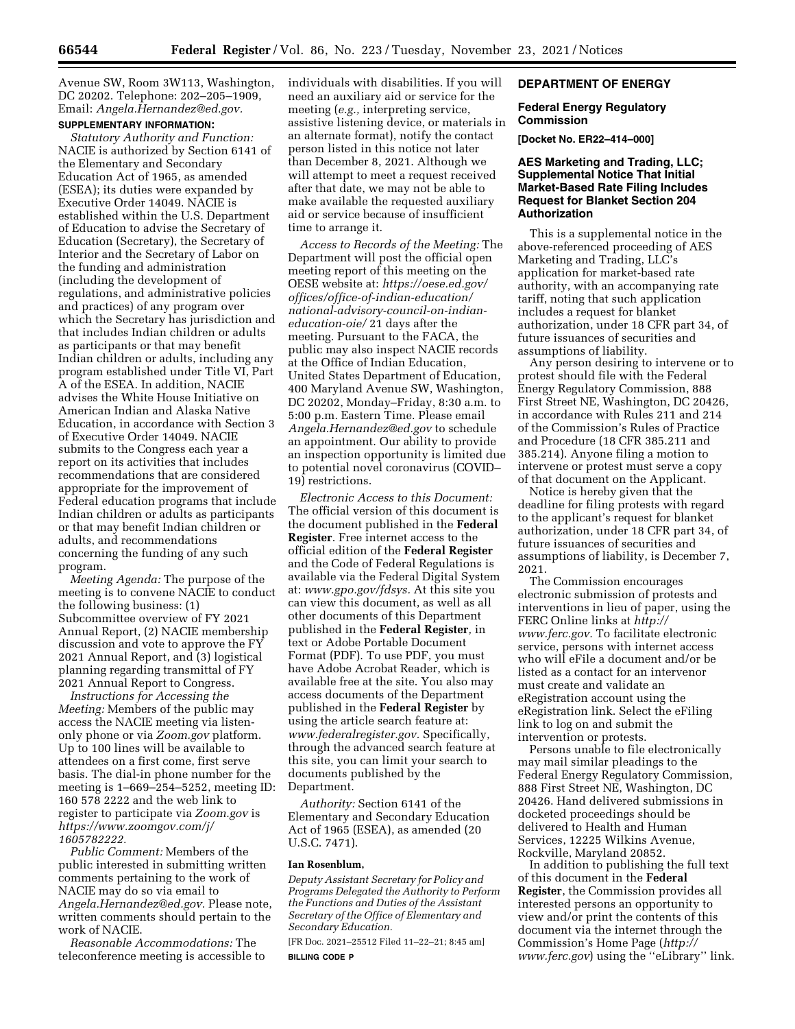Avenue SW, Room 3W113, Washington, DC 20202. Telephone: 202–205–1909, Email: *Angela.Hernandez@ed.gov.*

**SUPPLEMENTARY INFORMATION:**

*Statutory Authority and Function:* NACIE is authorized by Section 6141 of the Elementary and Secondary Education Act of 1965, as amended (ESEA); its duties were expanded by Executive Order 14049. NACIE is established within the U.S. Department of Education to advise the Secretary of Education (Secretary), the Secretary of Interior and the Secretary of Labor on the funding and administration (including the development of regulations, and administrative policies and practices) of any program over which the Secretary has jurisdiction and that includes Indian children or adults as participants or that may benefit Indian children or adults, including any program established under Title VI, Part A of the ESEA. In addition, NACIE advises the White House Initiative on American Indian and Alaska Native Education, in accordance with Section 3 of Executive Order 14049. NACIE submits to the Congress each year a report on its activities that includes recommendations that are considered appropriate for the improvement of Federal education programs that include Indian children or adults as participants or that may benefit Indian children or adults, and recommendations concerning the funding of any such program.

*Meeting Agenda:* The purpose of the meeting is to convene NACIE to conduct the following business: (1) Subcommittee overview of FY 2021 Annual Report, (2) NACIE membership discussion and vote to approve the FY 2021 Annual Report, and (3) logistical planning regarding transmittal of FY 2021 Annual Report to Congress.

*Instructions for Accessing the Meeting:* Members of the public may access the NACIE meeting via listen-only phone or via *Zoom.gov* platform. Up to 100 lines will be available to attendees on a first come, first serve basis. The dial-in phone number for the meeting is 1–669–254–5252, meeting ID: 160 578 2222 and the web link to register to participate via *Zoom.gov* is *https://www.zoomgov.com/j/1605782222.*

*Public Comment:* Members of the public interested in submitting written comments pertaining to the work of NACIE may do so via email to *Angela.Hernandez@ed.gov.* Please note, written comments should pertain to the work of NACIE.

*Reasonable Accommodations:* The teleconference meeting is accessible to individuals with disabilities. If you will need an auxiliary aid or service for the meeting (*e.g.,* interpreting service, assistive listening device, or materials in an alternate format), notify the contact person listed in this notice not later than December 8, 2021. Although we will attempt to meet a request received after that date, we may not be able to make available the requested auxiliary aid or service because of insufficient time to arrange it.

*Access to Records of the Meeting:* The Department will post the official open meeting report of this meeting on the OESE website at: *https://oese.ed.gov/offices/office-of-indian-education/national-advisory-council-on-indian-education-oie/* 21 days after the meeting. Pursuant to the FACA, the public may also inspect NACIE records at the Office of Indian Education, United States Department of Education, 400 Maryland Avenue SW, Washington, DC 20202, Monday–Friday, 8:30 a.m. to 5:00 p.m. Eastern Time. Please email *Angela.Hernandez@ed.gov* to schedule an appointment. Our ability to provide an inspection opportunity is limited due to potential novel coronavirus (COVID–19) restrictions.

*Electronic Access to this Document:* The official version of this document is the document published in the **Federal Register**. Free internet access to the official edition of the **Federal Register** and the Code of Federal Regulations is available via the Federal Digital System at: *www.gpo.gov/fdsys.* At this site you can view this document, as well as all other documents of this Department published in the **Federal Register**, in text or Adobe Portable Document Format (PDF). To use PDF, you must have Adobe Acrobat Reader, which is available free at the site. You also may access documents of the Department published in the **Federal Register** by using the article search feature at: *www.federalregister.gov.* Specifically, through the advanced search feature at this site, you can limit your search to documents published by the Department.

*Authority:* Section 6141 of the Elementary and Secondary Education Act of 1965 (ESEA), as amended (20 U.S.C. 7471).

**Ian Rosenblum,**

*Deputy Assistant Secretary for Policy and Programs Delegated the Authority to Perform the Functions and Duties of the Assistant Secretary of the Office of Elementary and Secondary Education.*

[FR Doc. 2021–25512 Filed 11–22–21; 8:45 am]

**BILLING CODE P**

## DEPARTMENT OF ENERGY

### Federal Energy Regulatory Commission

**[Docket No. ER22–414–000]**

### AES Marketing and Trading, LLC; Supplemental Notice That Initial Market-Based Rate Filing Includes Request for Blanket Section 204 Authorization

This is a supplemental notice in the above-referenced proceeding of AES Marketing and Trading, LLC's application for market-based rate authority, with an accompanying rate tariff, noting that such application includes a request for blanket authorization, under 18 CFR part 34, of future issuances of securities and assumptions of liability.

Any person desiring to intervene or to protest should file with the Federal Energy Regulatory Commission, 888 First Street NE, Washington, DC 20426, in accordance with Rules 211 and 214 of the Commission's Rules of Practice and Procedure (18 CFR 385.211 and 385.214). Anyone filing a motion to intervene or protest must serve a copy of that document on the Applicant.

Notice is hereby given that the deadline for filing protests with regard to the applicant's request for blanket authorization, under 18 CFR part 34, of future issuances of securities and assumptions of liability, is December 7, 2021.

The Commission encourages electronic submission of protests and interventions in lieu of paper, using the FERC Online links at *http://www.ferc.gov.* To facilitate electronic service, persons with internet access who will eFile a document and/or be listed as a contact for an intervenor must create and validate an eRegistration account using the eRegistration link. Select the eFiling link to log on and submit the intervention or protests.

Persons unable to file electronically may mail similar pleadings to the Federal Energy Regulatory Commission, 888 First Street NE, Washington, DC 20426. Hand delivered submissions in docketed proceedings should be delivered to Health and Human Services, 12225 Wilkins Avenue, Rockville, Maryland 20852.

In addition to publishing the full text of this document in the **Federal Register**, the Commission provides all interested persons an opportunity to view and/or print the contents of this document via the internet through the Commission's Home Page (*http://www.ferc.gov*) using the ''eLibrary'' link.